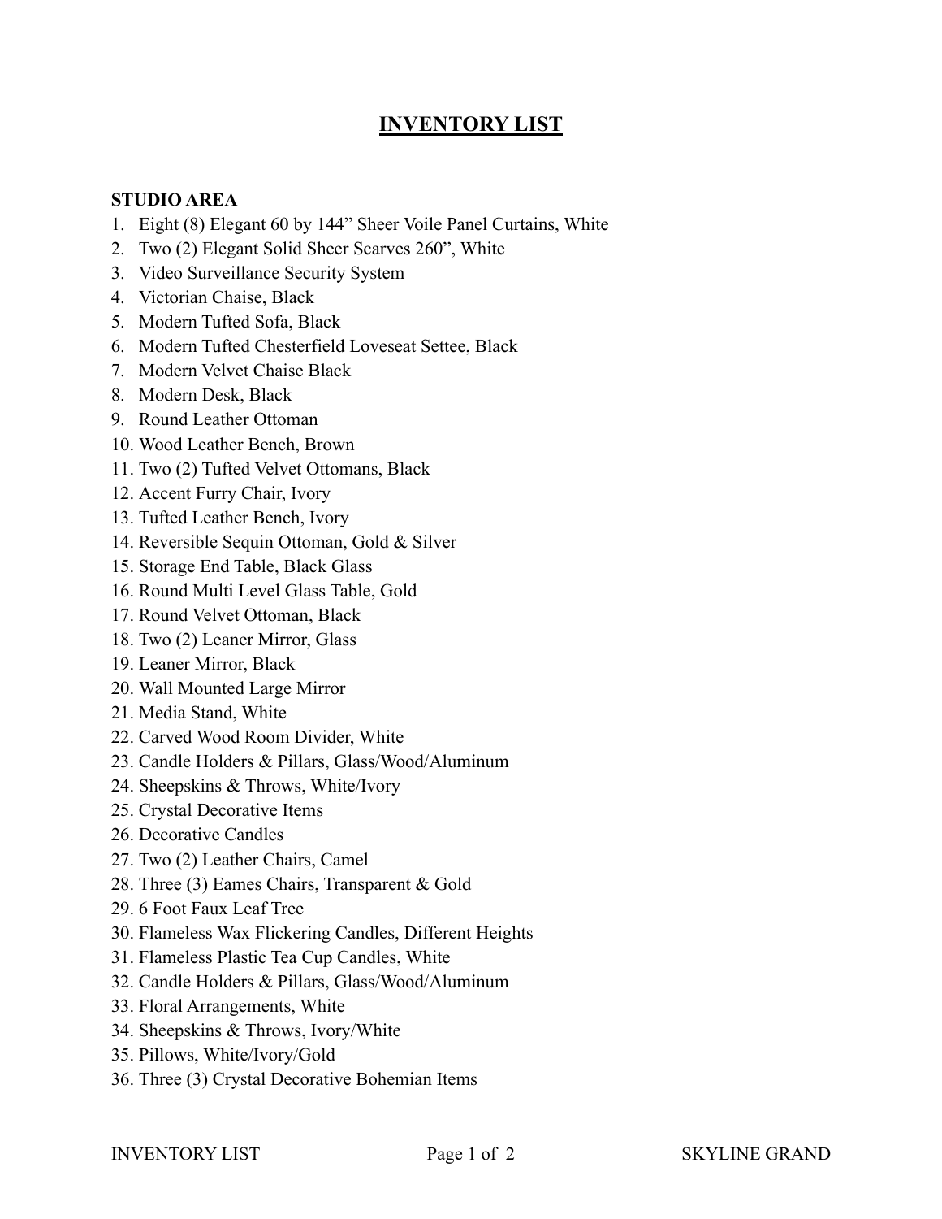# INVENTORY LIST

**STUDIO AREA**

1. Eight (8) Elegant 60 by 144" Sheer Voile Panel Curtains, White
2. Two (2) Elegant Solid Sheer Scarves 260", White
3. Video Surveillance Security System
4. Victorian Chaise, Black
5. Modern Tufted Sofa, Black
6. Modern Tufted Chesterfield Loveseat Settee, Black
7. Modern Velvet Chaise Black
8. Modern Desk, Black
9. Round Leather Ottoman
10. Wood Leather Bench, Brown
11. Two (2) Tufted Velvet Ottomans, Black
12. Accent Furry Chair, Ivory
13. Tufted Leather Bench, Ivory
14. Reversible Sequin Ottoman, Gold & Silver
15. Storage End Table, Black Glass
16. Round Multi Level Glass Table, Gold
17. Round Velvet Ottoman, Black
18. Two (2) Leaner Mirror, Glass
19. Leaner Mirror, Black
20. Wall Mounted Large Mirror
21. Media Stand, White
22. Carved Wood Room Divider, White
23. Candle Holders & Pillars, Glass/Wood/Aluminum
24. Sheepskins & Throws, White/Ivory
25. Crystal Decorative Items
26. Decorative Candles
27. Two (2) Leather Chairs, Camel
28. Three (3) Eames Chairs, Transparent & Gold
29. 6 Foot Faux Leaf Tree
30. Flameless Wax Flickering Candles, Different Heights
31. Flameless Plastic Tea Cup Candles, White
32. Candle Holders & Pillars, Glass/Wood/Aluminum
33. Floral Arrangements, White
34. Sheepskins & Throws, Ivory/White
35. Pillows, White/Ivory/Gold
36. Three (3) Crystal Decorative Bohemian Items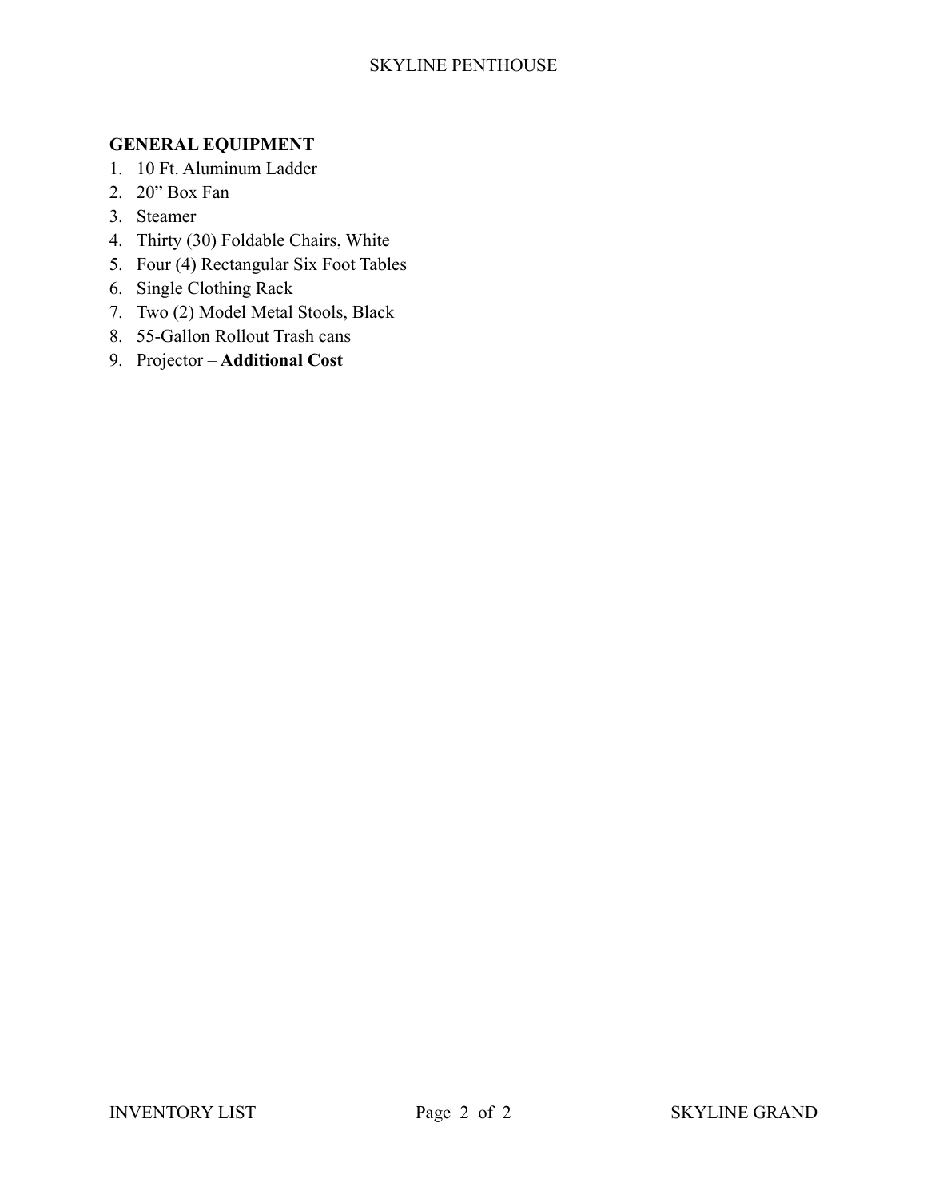## GENERAL EQUIPMENT

1. 10 Ft. Aluminum Ladder
2. 20" Box Fan
3. Steamer
4. Thirty (30) Foldable Chairs, White
5. Four (4) Rectangular Six Foot Tables
6. Single Clothing Rack
7. Two (2) Model Metal Stools, Black
8. 55-Gallon Rollout Trash cans
9. Projector – **Additional Cost**